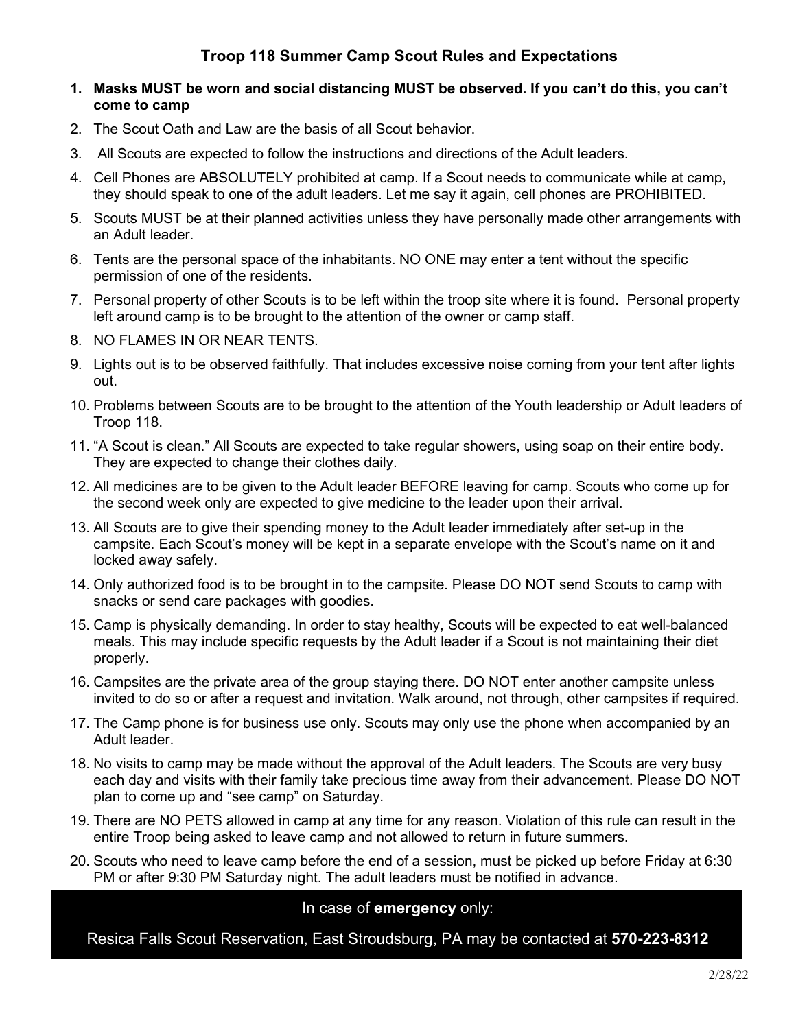## Troop 118 Summer Camp Scout Rules and Expectations

1. **Masks MUST be worn and social distancing MUST be observed. If you can't do this, you can't come to camp**
2. The Scout Oath and Law are the basis of all Scout behavior.
3. All Scouts are expected to follow the instructions and directions of the Adult leaders.
4. Cell Phones are ABSOLUTELY prohibited at camp. If a Scout needs to communicate while at camp, they should speak to one of the adult leaders. Let me say it again, cell phones are PROHIBITED.
5. Scouts MUST be at their planned activities unless they have personally made other arrangements with an Adult leader.
6. Tents are the personal space of the inhabitants. NO ONE may enter a tent without the specific permission of one of the residents.
7. Personal property of other Scouts is to be left within the troop site where it is found. Personal property left around camp is to be brought to the attention of the owner or camp staff.
8. NO FLAMES IN OR NEAR TENTS.
9. Lights out is to be observed faithfully. That includes excessive noise coming from your tent after lights out.
10. Problems between Scouts are to be brought to the attention of the Youth leadership or Adult leaders of Troop 118.
11. "A Scout is clean." All Scouts are expected to take regular showers, using soap on their entire body. They are expected to change their clothes daily.
12. All medicines are to be given to the Adult leader BEFORE leaving for camp. Scouts who come up for the second week only are expected to give medicine to the leader upon their arrival.
13. All Scouts are to give their spending money to the Adult leader immediately after set-up in the campsite. Each Scout's money will be kept in a separate envelope with the Scout's name on it and locked away safely.
14. Only authorized food is to be brought in to the campsite. Please DO NOT send Scouts to camp with snacks or send care packages with goodies.
15. Camp is physically demanding. In order to stay healthy, Scouts will be expected to eat well-balanced meals. This may include specific requests by the Adult leader if a Scout is not maintaining their diet properly.
16. Campsites are the private area of the group staying there. DO NOT enter another campsite unless invited to do so or after a request and invitation. Walk around, not through, other campsites if required.
17. The Camp phone is for business use only. Scouts may only use the phone when accompanied by an Adult leader.
18. No visits to camp may be made without the approval of the Adult leaders. The Scouts are very busy each day and visits with their family take precious time away from their advancement. Please DO NOT plan to come up and "see camp" on Saturday.
19. There are NO PETS allowed in camp at any time for any reason. Violation of this rule can result in the entire Troop being asked to leave camp and not allowed to return in future summers.
20. Scouts who need to leave camp before the end of a session, must be picked up before Friday at 6:30 PM or after 9:30 PM Saturday night. The adult leaders must be notified in advance.

In case of **emergency** only:

Resica Falls Scout Reservation, East Stroudsburg, PA may be contacted at **570-223-8312**

2/28/22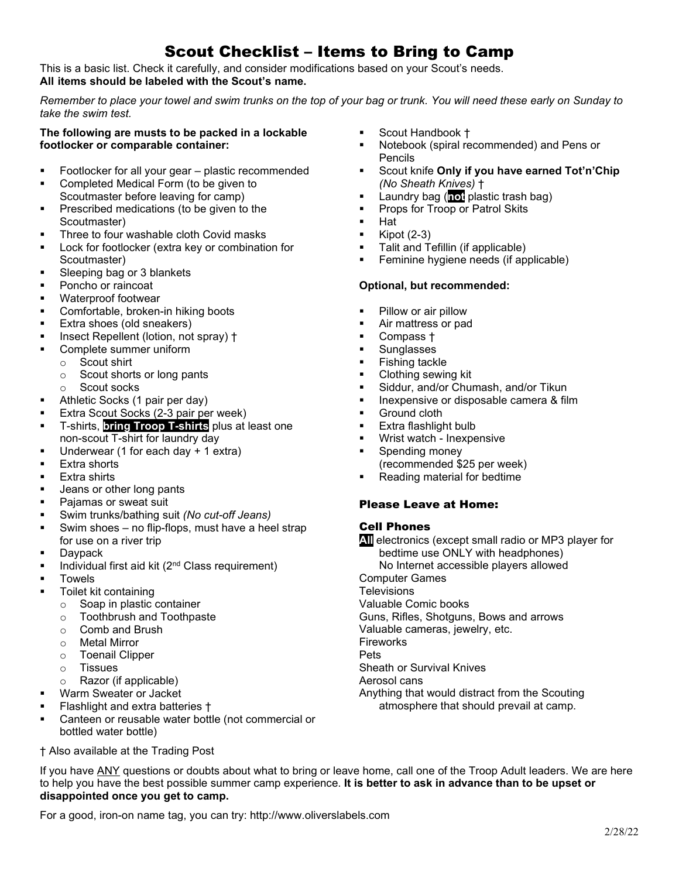# Scout Checklist – Items to Bring to Camp

This is a basic list. Check it carefully, and consider modifications based on your Scout's needs.
**All items should be labeled with the Scout's name.**

*Remember to place your towel and swim trunks on the top of your bag or trunk. You will need these early on Sunday to take the swim test.*

**The following are musts to be packed in a lockable footlocker or comparable container:**

- Footlocker for all your gear – plastic recommended
- Completed Medical Form (to be given to Scoutmaster before leaving for camp)
- Prescribed medications (to be given to the Scoutmaster)
- Three to four washable cloth Covid masks
- Lock for footlocker (extra key or combination for Scoutmaster)
- Sleeping bag or 3 blankets
- Poncho or raincoat
- Waterproof footwear
- Comfortable, broken-in hiking boots
- Extra shoes (old sneakers)
- Insect Repellent (lotion, not spray) †
- Complete summer uniform
  - Scout shirt
  - Scout shorts or long pants
  - Scout socks
- Athletic Socks (1 pair per day)
- Extra Scout Socks (2-3 pair per week)
- T-shirts, **bring Troop T-shirts** plus at least one non-scout T-shirt for laundry day
- Underwear (1 for each day + 1 extra)
- Extra shorts
- Extra shirts
- Jeans or other long pants
- Pajamas or sweat suit
- Swim trunks/bathing suit *(No cut-off Jeans)*
- Swim shoes – no flip-flops, must have a heel strap for use on a river trip
- Daypack
- Individual first aid kit (2nd Class requirement)
- Towels
- Toilet kit containing
  - Soap in plastic container
  - Toothbrush and Toothpaste
  - Comb and Brush
  - Metal Mirror
  - Toenail Clipper
  - Tissues
  - Razor (if applicable)
- Warm Sweater or Jacket
- Flashlight and extra batteries †
- Canteen or reusable water bottle (not commercial or bottled water bottle)
- Scout Handbook †
- Notebook (spiral recommended) and Pens or Pencils
- Scout knife **Only if you have earned Tot'n'Chip** *(No Sheath Knives)* †
- Laundry bag (**not** plastic trash bag)
- Props for Troop or Patrol Skits
- Hat
- Kipot (2-3)
- Talit and Tefillin (if applicable)
- Feminine hygiene needs (if applicable)

**Optional, but recommended:**

- Pillow or air pillow
- Air mattress or pad
- Compass †
- Sunglasses
- Fishing tackle
- Clothing sewing kit
- Siddur, and/or Chumash, and/or Tikun
- Inexpensive or disposable camera & film
- Ground cloth
- Extra flashlight bulb
- Wrist watch - Inexpensive
- Spending money (recommended $25 per week)
- Reading material for bedtime

## Please Leave at Home:

### Cell Phones

**All** electronics (except small radio or MP3 player for bedtime use ONLY with headphones) No Internet accessible players allowed
Computer Games
Televisions
Valuable Comic books
Guns, Rifles, Shotguns, Bows and arrows
Valuable cameras, jewelry, etc.
Fireworks
Pets
Sheath or Survival Knives
Aerosol cans
Anything that would distract from the Scouting atmosphere that should prevail at camp.

† Also available at the Trading Post

If you have ANY questions or doubts about what to bring or leave home, call one of the Troop Adult leaders. We are here to help you have the best possible summer camp experience. **It is better to ask in advance than to be upset or disappointed once you get to camp.**

For a good, iron-on name tag, you can try: http://www.oliverslabels.com

2/28/22